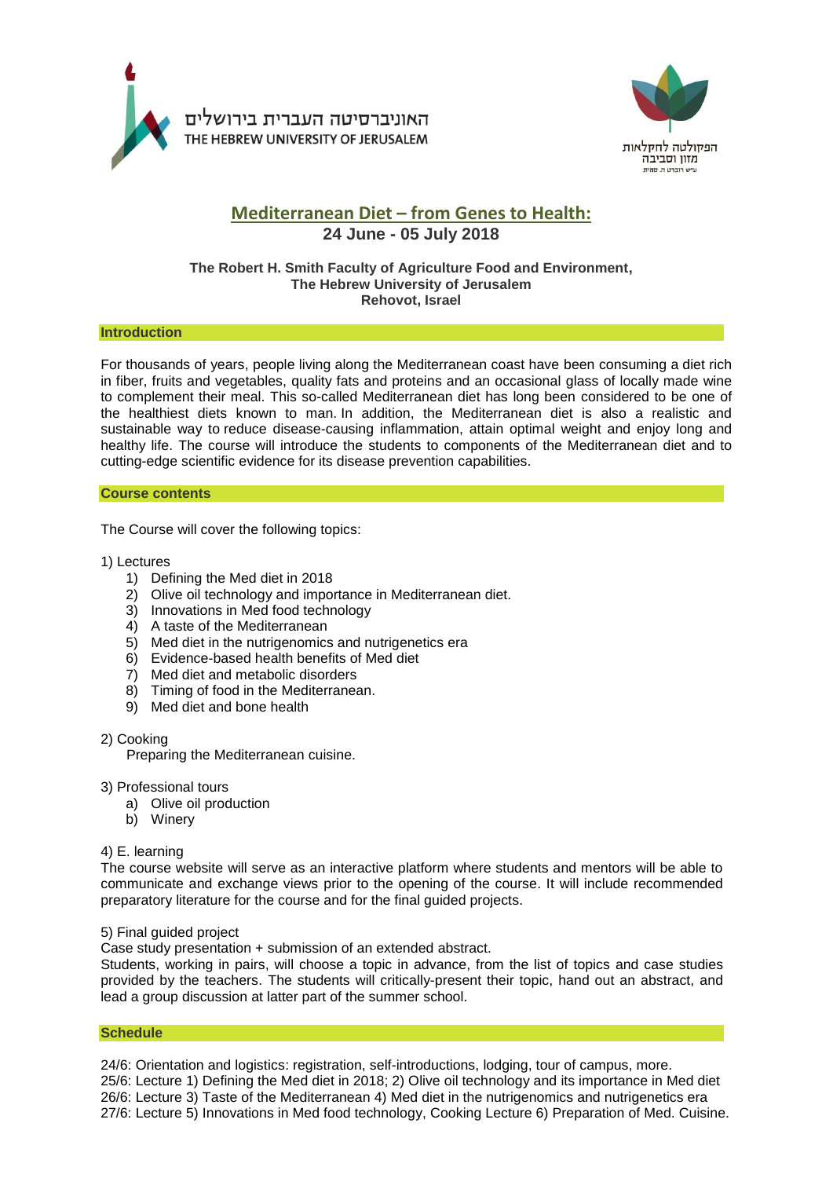האוניברסיטה העברית בירושלים
THE HEBREW UNIVERSITY OF JERUSALEM

הפקולטה לחקלאות
מזון וסביבה
ע"ש רוברט ה. סמית

# Mediterranean Diet – from Genes to Health:

**24 June - 05 July 2018**

**The Robert H. Smith Faculty of Agriculture Food and Environment,**
**The Hebrew University of Jerusalem**
**Rehovot, Israel**

## Introduction

For thousands of years, people living along the Mediterranean coast have been consuming a diet rich in fiber, fruits and vegetables, quality fats and proteins and an occasional glass of locally made wine to complement their meal. This so-called Mediterranean diet has long been considered to be one of the healthiest diets known to man. In addition, the Mediterranean diet is also a realistic and sustainable way to reduce disease-causing inflammation, attain optimal weight and enjoy long and healthy life. The course will introduce the students to components of the Mediterranean diet and to cutting-edge scientific evidence for its disease prevention capabilities.

## Course contents

The Course will cover the following topics:

1) Lectures
   1) Defining the Med diet in 2018
   2) Olive oil technology and importance in Mediterranean diet.
   3) Innovations in Med food technology
   4) A taste of the Mediterranean
   5) Med diet in the nutrigenomics and nutrigenetics era
   6) Evidence-based health benefits of Med diet
   7) Med diet and metabolic disorders
   8) Timing of food in the Mediterranean.
   9) Med diet and bone health

2) Cooking
   Preparing the Mediterranean cuisine.

3) Professional tours
   a) Olive oil production
   b) Winery

4) E. learning

The course website will serve as an interactive platform where students and mentors will be able to communicate and exchange views prior to the opening of the course. It will include recommended preparatory literature for the course and for the final guided projects.

5) Final guided project

Case study presentation + submission of an extended abstract.
Students, working in pairs, will choose a topic in advance, from the list of topics and case studies provided by the teachers. The students will critically-present their topic, hand out an abstract, and lead a group discussion at latter part of the summer school.

## Schedule

24/6: Orientation and logistics: registration, self-introductions, lodging, tour of campus, more.
25/6: Lecture 1) Defining the Med diet in 2018; 2) Olive oil technology and its importance in Med diet
26/6: Lecture 3) Taste of the Mediterranean 4) Med diet in the nutrigenomics and nutrigenetics era
27/6: Lecture 5) Innovations in Med food technology, Cooking Lecture 6) Preparation of Med. Cuisine.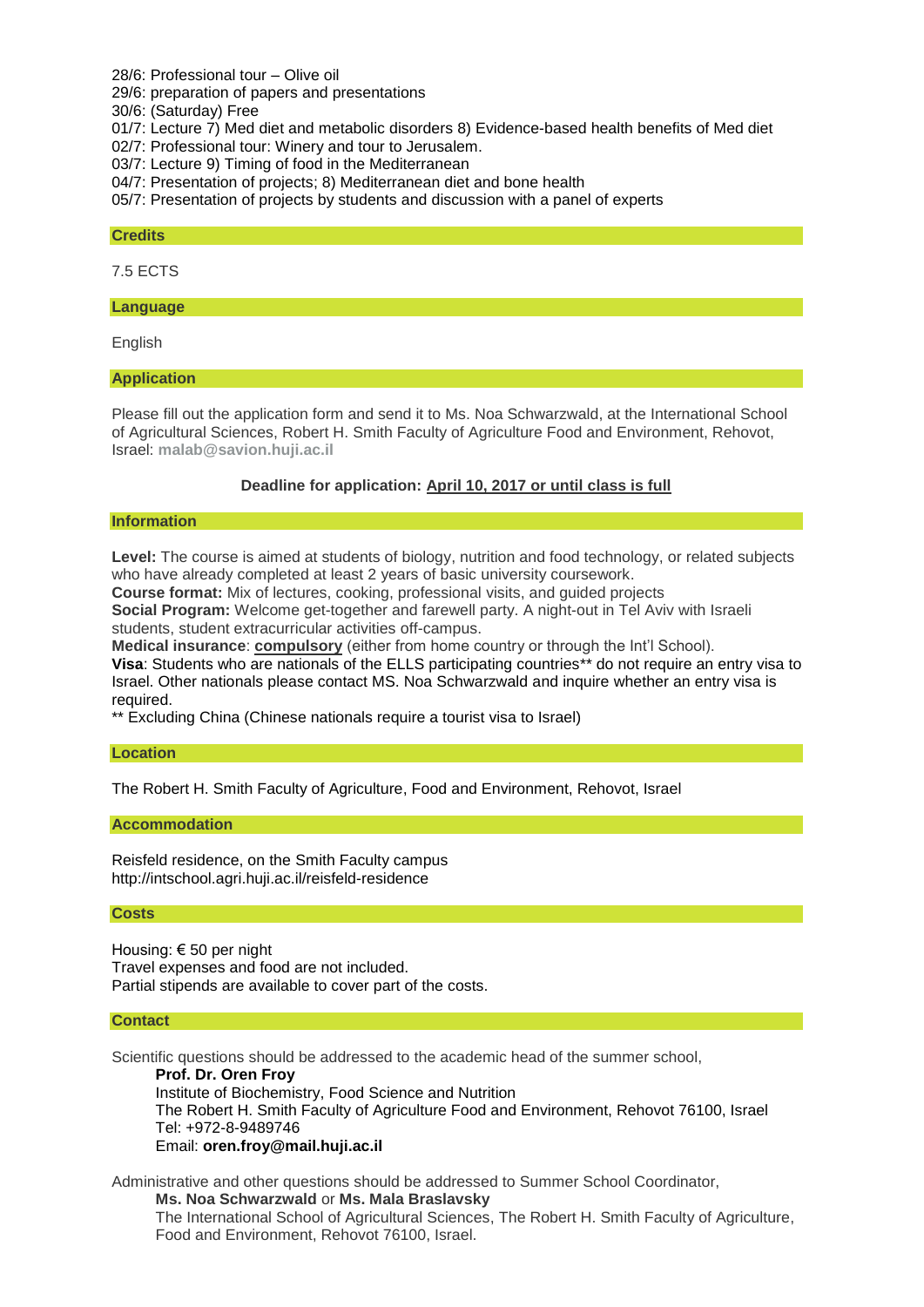28/6: Professional tour – Olive oil
29/6: preparation of papers and presentations
30/6: (Saturday) Free
01/7: Lecture 7) Med diet and metabolic disorders 8) Evidence-based health benefits of Med diet
02/7: Professional tour: Winery and tour to Jerusalem.
03/7: Lecture 9) Timing of food in the Mediterranean
04/7: Presentation of projects; 8) Mediterranean diet and bone health
05/7: Presentation of projects by students and discussion with a panel of experts

## Credits

7.5 ECTS

## Language

English

## Application

Please fill out the application form and send it to Ms. Noa Schwarzwald, at the International School of Agricultural Sciences, Robert H. Smith Faculty of Agriculture Food and Environment, Rehovot, Israel: **malab@savion.huji.ac.il**

**Deadline for application: April 10, 2017 or until class is full**

## Information

**Level:** The course is aimed at students of biology, nutrition and food technology, or related subjects who have already completed at least 2 years of basic university coursework.
**Course format:** Mix of lectures, cooking, professional visits, and guided projects
**Social Program:** Welcome get-together and farewell party. A night-out in Tel Aviv with Israeli students, student extracurricular activities off-campus.
**Medical insurance**: **compulsory** (either from home country or through the Int'l School).
**Visa**: Students who are nationals of the ELLS participating countries** do not require an entry visa to Israel. Other nationals please contact MS. Noa Schwarzwald and inquire whether an entry visa is required.
** Excluding China (Chinese nationals require a tourist visa to Israel)

## Location

The Robert H. Smith Faculty of Agriculture, Food and Environment, Rehovot, Israel

## Accommodation

Reisfeld residence, on the Smith Faculty campus
http://intschool.agri.huji.ac.il/reisfeld-residence

## Costs

Housing: € 50 per night
Travel expenses and food are not included.
Partial stipends are available to cover part of the costs.

## Contact

Scientific questions should be addressed to the academic head of the summer school,

**Prof. Dr. Oren Froy**
Institute of Biochemistry, Food Science and Nutrition
The Robert H. Smith Faculty of Agriculture Food and Environment, Rehovot 76100, Israel
Tel: +972-8-9489746
Email: **oren.froy@mail.huji.ac.il**

Administrative and other questions should be addressed to Summer School Coordinator,

**Ms. Noa Schwarzwald** or **Ms. Mala Braslavsky**
The International School of Agricultural Sciences, The Robert H. Smith Faculty of Agriculture, Food and Environment, Rehovot 76100, Israel.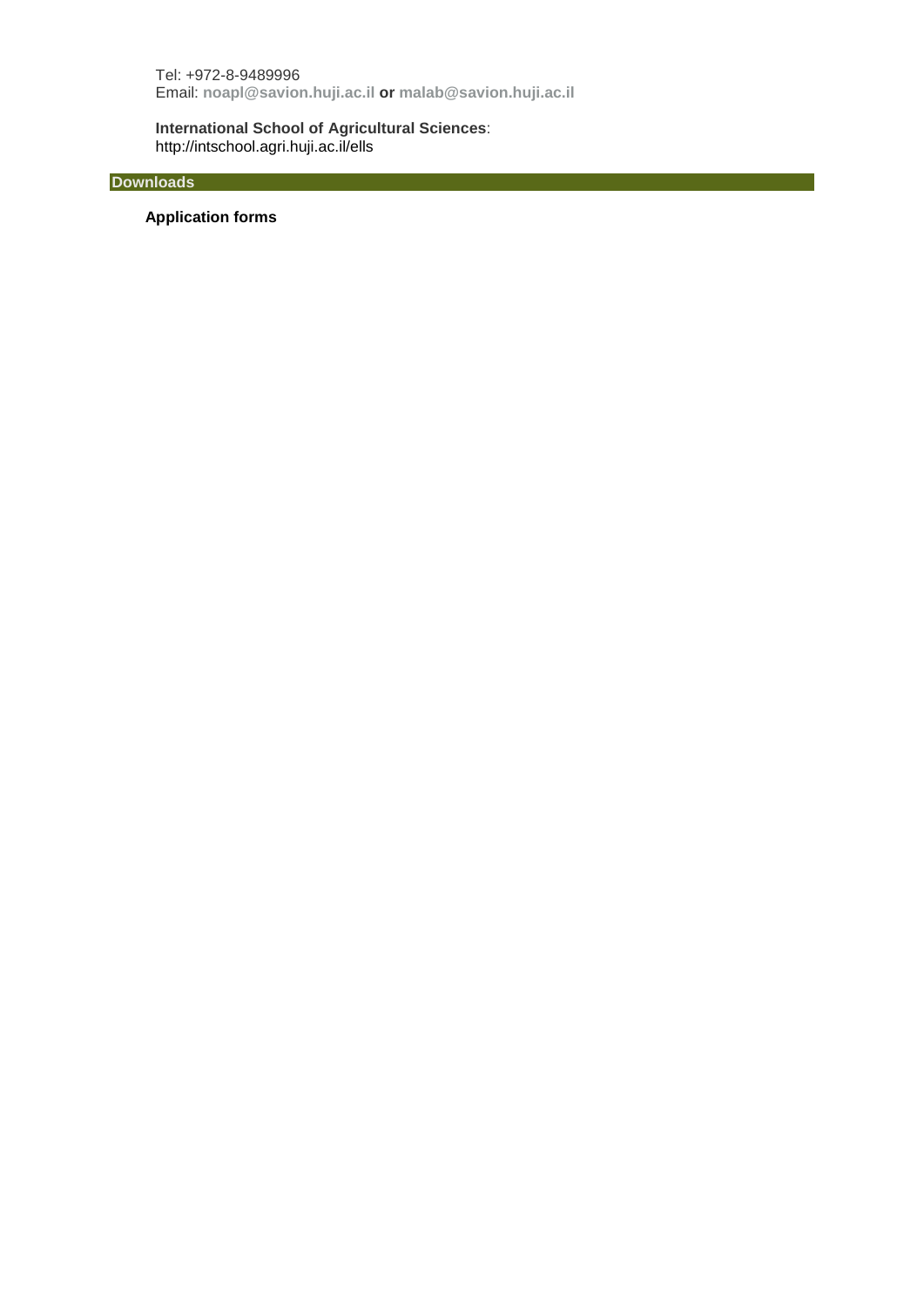Tel: +972-8-9489996
Email: **noapl@savion.huji.ac.il or malab@savion.huji.ac.il**

**International School of Agricultural Sciences**:
http://intschool.agri.huji.ac.il/ells

## Downloads

**Application forms**